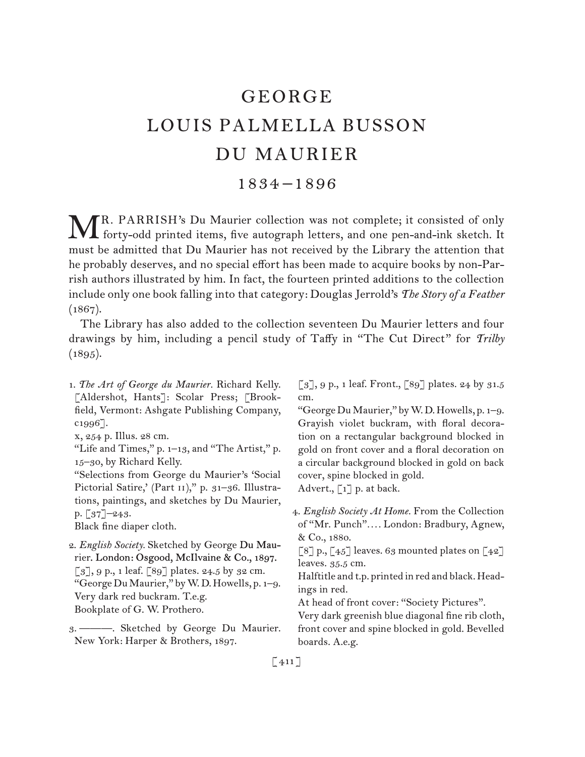# GEORGE
# LOUIS PALMELLA BUSSON
# DU MAURIER

## 1834–1896

MR. PARRISH's Du Maurier collection was not complete; it consisted of only forty-odd printed items, five autograph letters, and one pen-and-ink sketch. It must be admitted that Du Maurier has not received by the Library the attention that he probably deserves, and no special effort has been made to acquire books by non-Parrish authors illustrated by him. In fact, the fourteen printed additions to the collection include only one book falling into that category: Douglas Jerrold's *The Story of a Feather* (1867).

The Library has also added to the collection seventeen Du Maurier letters and four drawings by him, including a pencil study of Taffy in "The Cut Direct" for *Trilby* (1895).

1. *The Art of George du Maurier*. Richard Kelly. [Aldershot, Hants]: Scolar Press; [Brookfield, Vermont: Ashgate Publishing Company, c1996].
   x, 254 p. Illus. 28 cm.
   "Life and Times," p. 1–13, and "The Artist," p. 15–30, by Richard Kelly.
   "Selections from George du Maurier's 'Social Pictorial Satire,' (Part II)," p. 31–36. Illustrations, paintings, and sketches by Du Maurier, p. [37]–243.
   Black fine diaper cloth.

2. *English Society*. Sketched by George Du Maurier. London: Osgood, McIlvaine & Co., 1897.
   [3], 9 p., 1 leaf. [89] plates. 24.5 by 32 cm.
   "George Du Maurier," by W. D. Howells, p. 1–9.
   Very dark red buckram. T.e.g.
   Bookplate of G. W. Prothero.

3. ———. Sketched by George Du Maurier. New York: Harper & Brothers, 1897.
   [3], 9 p., 1 leaf. Front., [89] plates. 24 by 31.5 cm.
   "George Du Maurier," by W. D. Howells, p. 1–9.
   Grayish violet buckram, with floral decoration on a rectangular background blocked in gold on front cover and a floral decoration on a circular background blocked in gold on back cover, spine blocked in gold.
   Advert., [1] p. at back.

4. *English Society At Home*. From the Collection of "Mr. Punch".... London: Bradbury, Agnew, & Co., 1880.
   [8] p., [45] leaves. 63 mounted plates on [42] leaves. 35.5 cm.
   Halftitle and t.p. printed in red and black. Headings in red.
   At head of front cover: "Society Pictures".
   Very dark greenish blue diagonal fine rib cloth, front cover and spine blocked in gold. Bevelled boards. A.e.g.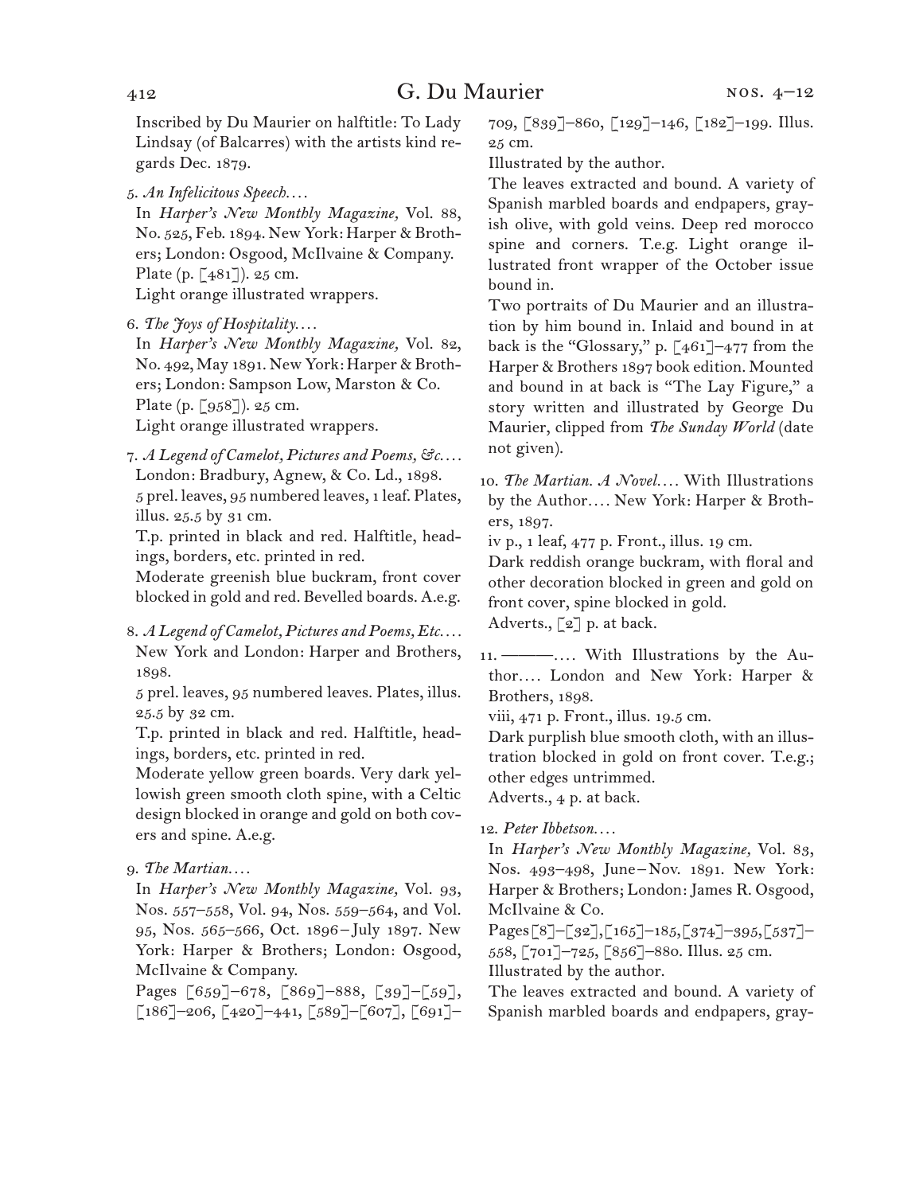Inscribed by Du Maurier on halftitle: To Lady Lindsay (of Balcarres) with the artists kind regards Dec. 1879.

5. *An Infelicitous Speech.…*
In *Harper's New Monthly Magazine,* Vol. 88, No. 525, Feb. 1894. New York: Harper & Brothers; London: Osgood, McIlvaine & Company.
Plate (p. [481]). 25 cm.
Light orange illustrated wrappers.

6. *The Joys of Hospitality.…*
In *Harper's New Monthly Magazine,* Vol. 82, No. 492, May 1891. New York: Harper & Brothers; London: Sampson Low, Marston & Co.
Plate (p. [958]). 25 cm.
Light orange illustrated wrappers.

7. *A Legend of Camelot, Pictures and Poems, &c.…*
London: Bradbury, Agnew, & Co. Ld., 1898.
5 prel. leaves, 95 numbered leaves, 1 leaf. Plates, illus. 25.5 by 31 cm.
T.p. printed in black and red. Halftitle, headings, borders, etc. printed in red.
Moderate greenish blue buckram, front cover blocked in gold and red. Bevelled boards. A.e.g.

8. *A Legend of Camelot, Pictures and Poems, Etc.…*
New York and London: Harper and Brothers, 1898.
5 prel. leaves, 95 numbered leaves. Plates, illus. 25.5 by 32 cm.
T.p. printed in black and red. Halftitle, headings, borders, etc. printed in red.
Moderate yellow green boards. Very dark yellowish green smooth cloth spine, with a Celtic design blocked in orange and gold on both covers and spine. A.e.g.

9. *The Martian.…*
In *Harper's New Monthly Magazine,* Vol. 93, Nos. 557–558, Vol. 94, Nos. 559–564, and Vol. 95, Nos. 565–566, Oct. 1896–July 1897. New York: Harper & Brothers; London: Osgood, McIlvaine & Company.
Pages [659]–678, [869]–888, [39]–[59], [186]–206, [420]–441, [589]–[607], [691]–709, [839]–860, [129]–146, [182]–199. Illus. 25 cm.
Illustrated by the author.
The leaves extracted and bound. A variety of Spanish marbled boards and endpapers, grayish olive, with gold veins. Deep red morocco spine and corners. T.e.g. Light orange illustrated front wrapper of the October issue bound in.
Two portraits of Du Maurier and an illustration by him bound in. Inlaid and bound in at back is the "Glossary," p. [461]–477 from the Harper & Brothers 1897 book edition. Mounted and bound in at back is "The Lay Figure," a story written and illustrated by George Du Maurier, clipped from *The Sunday World* (date not given).

10. *The Martian. A Novel.…* With Illustrations by the Author.… New York: Harper & Brothers, 1897.
iv p., 1 leaf, 477 p. Front., illus. 19 cm.
Dark reddish orange buckram, with floral and other decoration blocked in green and gold on front cover, spine blocked in gold.
Adverts., [2] p. at back.

11. ———.… With Illustrations by the Author.… London and New York: Harper & Brothers, 1898.
viii, 471 p. Front., illus. 19.5 cm.
Dark purplish blue smooth cloth, with an illustration blocked in gold on front cover. T.e.g.; other edges untrimmed.
Adverts., 4 p. at back.

12. *Peter Ibbetson.…*
In *Harper's New Monthly Magazine,* Vol. 83, Nos. 493–498, June–Nov. 1891. New York: Harper & Brothers; London: James R. Osgood, McIlvaine & Co.
Pages [8]–[32], [165]–185, [374]–395, [537]–558, [701]–725, [856]–880. Illus. 25 cm.
Illustrated by the author.
The leaves extracted and bound. A variety of Spanish marbled boards and endpapers, gray-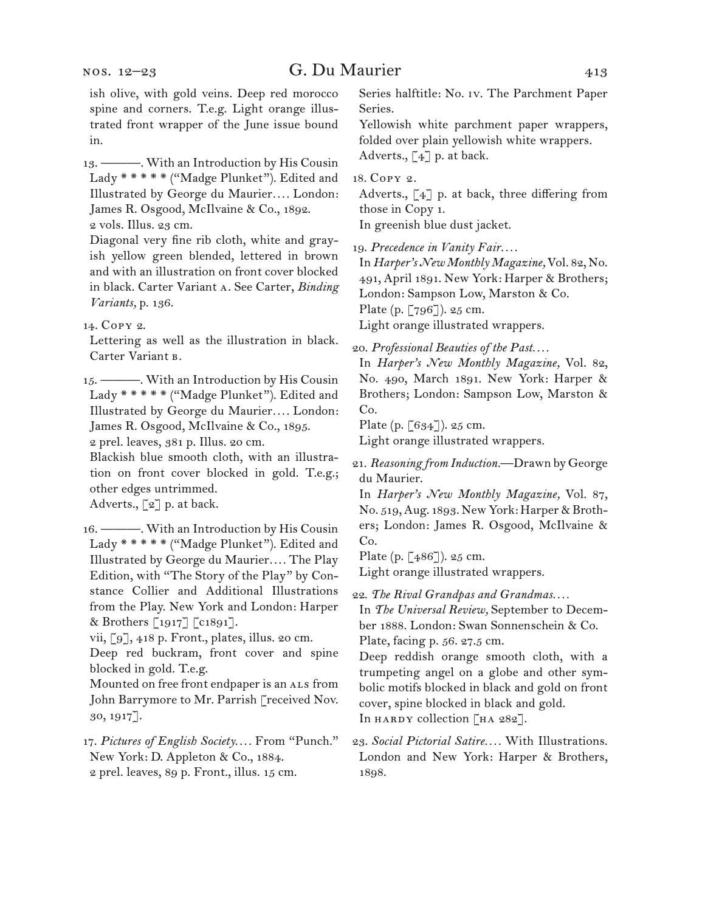ish olive, with gold veins. Deep red morocco spine and corners. T.e.g. Light orange illustrated front wrapper of the June issue bound in.

13. ———. With an Introduction by His Cousin Lady * * * * * ("Madge Plunket"). Edited and Illustrated by George du Maurier.... London: James R. Osgood, McIlvaine & Co., 1892.
2 vols. Illus. 23 cm.
Diagonal very fine rib cloth, white and grayish yellow green blended, lettered in brown and with an illustration on front cover blocked in black. Carter Variant A. See Carter, *Binding Variants,* p. 136.

14. Copy 2.
Lettering as well as the illustration in black. Carter Variant B.

15. ———. With an Introduction by His Cousin Lady * * * * * ("Madge Plunket"). Edited and Illustrated by George du Maurier.... London: James R. Osgood, McIlvaine & Co., 1895.
2 prel. leaves, 381 p. Illus. 20 cm.
Blackish blue smooth cloth, with an illustration on front cover blocked in gold. T.e.g.; other edges untrimmed.
Adverts., [2] p. at back.

16. ———. With an Introduction by His Cousin Lady * * * * * ("Madge Plunket"). Edited and Illustrated by George du Maurier.... The Play Edition, with "The Story of the Play" by Constance Collier and Additional Illustrations from the Play. New York and London: Harper & Brothers [1917] [c1891].
vii, [9], 418 p. Front., plates, illus. 20 cm.
Deep red buckram, front cover and spine blocked in gold. T.e.g.
Mounted on free front endpaper is an ALS from John Barrymore to Mr. Parrish [received Nov. 30, 1917].

17. *Pictures of English Society....* From "Punch." New York: D. Appleton & Co., 1884.
2 prel. leaves, 89 p. Front., illus. 15 cm.
Series halftitle: No. IV. The Parchment Paper Series.
Yellowish white parchment paper wrappers, folded over plain yellowish white wrappers.
Adverts., [4] p. at back.

18. Copy 2.
Adverts., [4] p. at back, three differing from those in Copy 1.
In greenish blue dust jacket.

19. *Precedence in Vanity Fair....*
In *Harper's New Monthly Magazine,* Vol. 82, No. 491, April 1891. New York: Harper & Brothers; London: Sampson Low, Marston & Co.
Plate (p. [796]). 25 cm.
Light orange illustrated wrappers.

20. *Professional Beauties of the Past....*
In *Harper's New Monthly Magazine,* Vol. 82, No. 490, March 1891. New York: Harper & Brothers; London: Sampson Low, Marston & Co.
Plate (p. [634]). 25 cm.
Light orange illustrated wrappers.

21. *Reasoning from Induction.*—Drawn by George du Maurier.
In *Harper's New Monthly Magazine,* Vol. 87, No. 519, Aug. 1893. New York: Harper & Brothers; London: James R. Osgood, McIlvaine & Co.
Plate (p. [486]). 25 cm.
Light orange illustrated wrappers.

22. *The Rival Grandpas and Grandmas....*
In *The Universal Review,* September to December 1888. London: Swan Sonnenschein & Co.
Plate, facing p. 56. 27.5 cm.
Deep reddish orange smooth cloth, with a trumpeting angel on a globe and other symbolic motifs blocked in black and gold on front cover, spine blocked in black and gold.
In HARDY collection [HA 282].

23. *Social Pictorial Satire....* With Illustrations. London and New York: Harper & Brothers, 1898.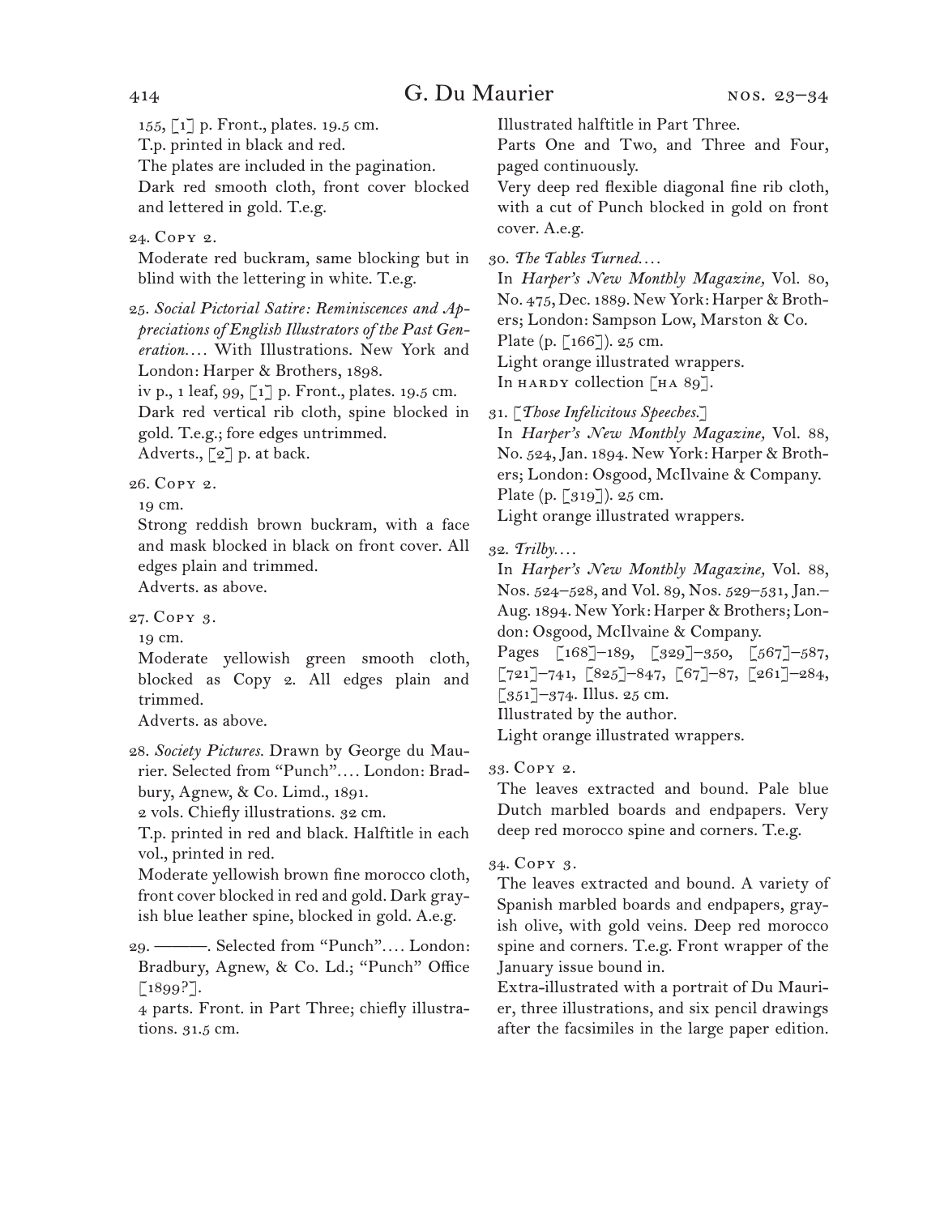155, [1] p. Front., plates. 19.5 cm.
T.p. printed in black and red.
The plates are included in the pagination.
Dark red smooth cloth, front cover blocked and lettered in gold. T.e.g.

24. Copy 2.
Moderate red buckram, same blocking but in blind with the lettering in white. T.e.g.

25. *Social Pictorial Satire: Reminiscences and Appreciations of English Illustrators of the Past Generation.*… With Illustrations. New York and London: Harper & Brothers, 1898.
iv p., 1 leaf, 99, [1] p. Front., plates. 19.5 cm.
Dark red vertical rib cloth, spine blocked in gold. T.e.g.; fore edges untrimmed.
Adverts., [2] p. at back.

26. Copy 2.
19 cm.
Strong reddish brown buckram, with a face and mask blocked in black on front cover. All edges plain and trimmed.
Adverts. as above.

27. Copy 3.
19 cm.
Moderate yellowish green smooth cloth, blocked as Copy 2. All edges plain and trimmed.
Adverts. as above.

28. *Society Pictures.* Drawn by George du Maurier. Selected from "Punch"…. London: Bradbury, Agnew, & Co. Limd., 1891.
2 vols. Chiefly illustrations. 32 cm.
T.p. printed in red and black. Halftitle in each vol., printed in red.
Moderate yellowish brown fine morocco cloth, front cover blocked in red and gold. Dark grayish blue leather spine, blocked in gold. A.e.g.

29. ———. Selected from "Punch"…. London: Bradbury, Agnew, & Co. Ld.; "Punch" Office [1899?].
4 parts. Front. in Part Three; chiefly illustrations. 31.5 cm.
Illustrated halftitle in Part Three.
Parts One and Two, and Three and Four, paged continuously.
Very deep red flexible diagonal fine rib cloth, with a cut of Punch blocked in gold on front cover. A.e.g.

30. *The Tables Turned.*…
In *Harper's New Monthly Magazine,* Vol. 80, No. 475, Dec. 1889. New York: Harper & Brothers; London: Sampson Low, Marston & Co.
Plate (p. [166]). 25 cm.
Light orange illustrated wrappers.
In HARDY collection [HA 89].

31. [*Those Infelicitous Speeches.*]
In *Harper's New Monthly Magazine,* Vol. 88, No. 524, Jan. 1894. New York: Harper & Brothers; London: Osgood, McIlvaine & Company.
Plate (p. [319]). 25 cm.
Light orange illustrated wrappers.

32. *Trilby.*…
In *Harper's New Monthly Magazine,* Vol. 88, Nos. 524–528, and Vol. 89, Nos. 529–531, Jan.–Aug. 1894. New York: Harper & Brothers; London: Osgood, McIlvaine & Company.
Pages [168]–189, [329]–350, [567]–587, [721]–741, [825]–847, [67]–87, [261]–284, [351]–374. Illus. 25 cm.
Illustrated by the author.
Light orange illustrated wrappers.

33. Copy 2.
The leaves extracted and bound. Pale blue Dutch marbled boards and endpapers. Very deep red morocco spine and corners. T.e.g.

34. Copy 3.
The leaves extracted and bound. A variety of Spanish marbled boards and endpapers, grayish olive, with gold veins. Deep red morocco spine and corners. T.e.g. Front wrapper of the January issue bound in.
Extra-illustrated with a portrait of Du Maurier, three illustrations, and six pencil drawings after the facsimiles in the large paper edition.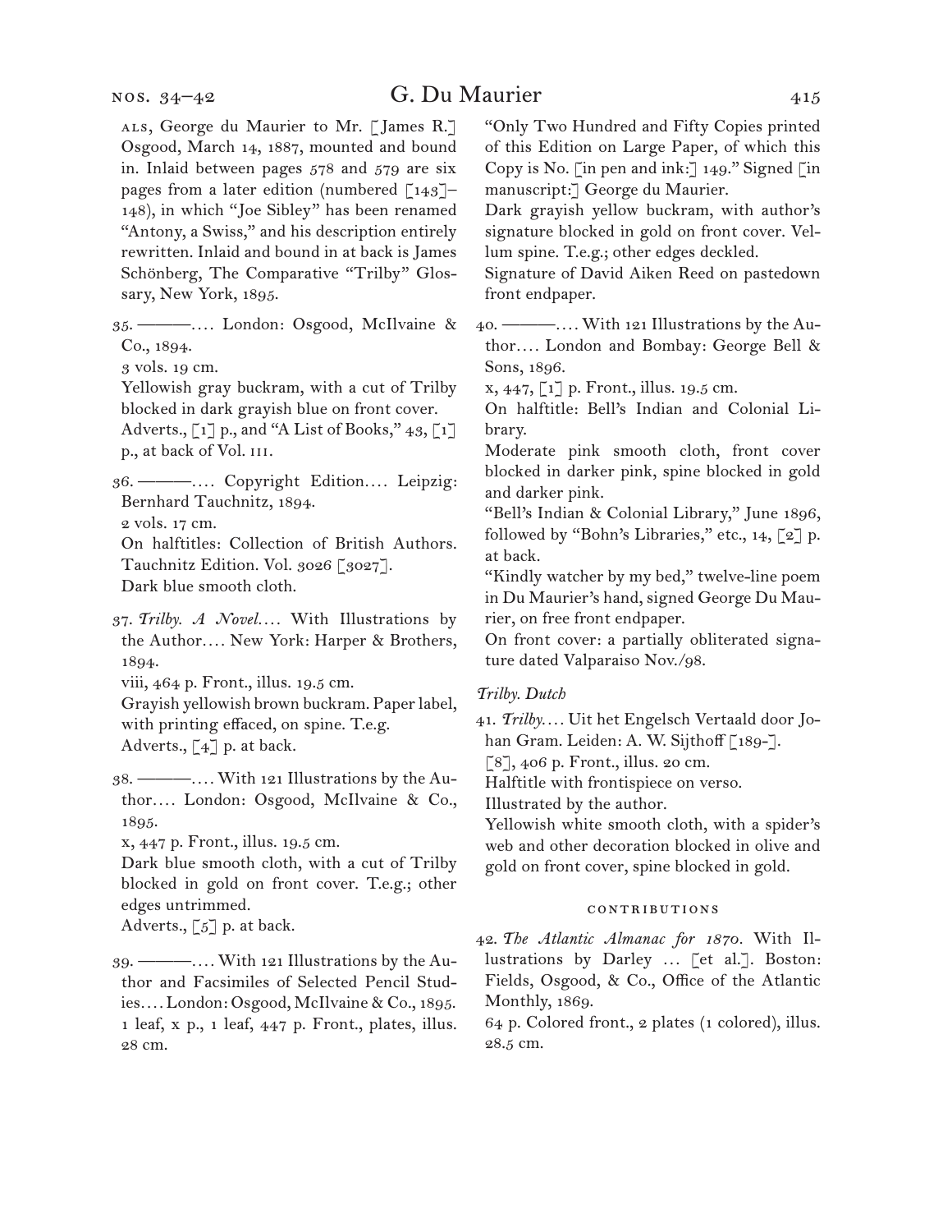ALS, George du Maurier to Mr. [James R.] Osgood, March 14, 1887, mounted and bound in. Inlaid between pages 578 and 579 are six pages from a later edition (numbered [143]–148), in which "Joe Sibley" has been renamed "Antony, a Swiss," and his description entirely rewritten. Inlaid and bound in at back is James Schönberg, The Comparative "Trilby" Glossary, New York, 1895.

35. ———. . . . London: Osgood, McIlvaine & Co., 1894.
3 vols. 19 cm.
Yellowish gray buckram, with a cut of Trilby blocked in dark grayish blue on front cover.
Adverts., [1] p., and "A List of Books," 43, [1] p., at back of Vol. III.

36. ———. . . . Copyright Edition. . . . Leipzig: Bernhard Tauchnitz, 1894.
2 vols. 17 cm.
On halftitles: Collection of British Authors. Tauchnitz Edition. Vol. 3026 [3027].
Dark blue smooth cloth.

37. *Trilby. A Novel*. . . . With Illustrations by the Author. . . . New York: Harper & Brothers, 1894.
viii, 464 p. Front., illus. 19.5 cm.
Grayish yellowish brown buckram. Paper label, with printing effaced, on spine. T.e.g.
Adverts., [4] p. at back.

38. ———. . . . With 121 Illustrations by the Author. . . . London: Osgood, McIlvaine & Co., 1895.
x, 447 p. Front., illus. 19.5 cm.
Dark blue smooth cloth, with a cut of Trilby blocked in gold on front cover. T.e.g.; other edges untrimmed.
Adverts., [5] p. at back.

39. ———. . . . With 121 Illustrations by the Author and Facsimiles of Selected Pencil Studies. . . . London: Osgood, McIlvaine & Co., 1895.
1 leaf, x p., 1 leaf, 447 p. Front., plates, illus. 28 cm.
"Only Two Hundred and Fifty Copies printed of this Edition on Large Paper, of which this Copy is No. [in pen and ink:] 149." Signed [in manuscript:] George du Maurier.
Dark grayish yellow buckram, with author's signature blocked in gold on front cover. Vellum spine. T.e.g.; other edges deckled.
Signature of David Aiken Reed on pastedown front endpaper.

40. ———. . . . With 121 Illustrations by the Author. . . . London and Bombay: George Bell & Sons, 1896.
x, 447, [1] p. Front., illus. 19.5 cm.
On halftitle: Bell's Indian and Colonial Library.
Moderate pink smooth cloth, front cover blocked in darker pink, spine blocked in gold and darker pink.
"Bell's Indian & Colonial Library," June 1896, followed by "Bohn's Libraries," etc., 14, [2] p. at back.
"Kindly watcher by my bed," twelve-line poem in Du Maurier's hand, signed George Du Maurier, on free front endpaper.
On front cover: a partially obliterated signature dated Valparaiso Nov./98.

*Trilby. Dutch*

41. *Trilby*. . . . Uit het Engelsch Vertaald door Johan Gram. Leiden: A. W. Sijthoff [189-].
[8], 406 p. Front., illus. 20 cm.
Halftitle with frontispiece on verso.
Illustrated by the author.
Yellowish white smooth cloth, with a spider's web and other decoration blocked in olive and gold on front cover, spine blocked in gold.

### CONTRIBUTIONS

42. *The Atlantic Almanac for 1870*. With Illustrations by Darley … [et al.]. Boston: Fields, Osgood, & Co., Office of the Atlantic Monthly, 1869.
64 p. Colored front., 2 plates (1 colored), illus. 28.5 cm.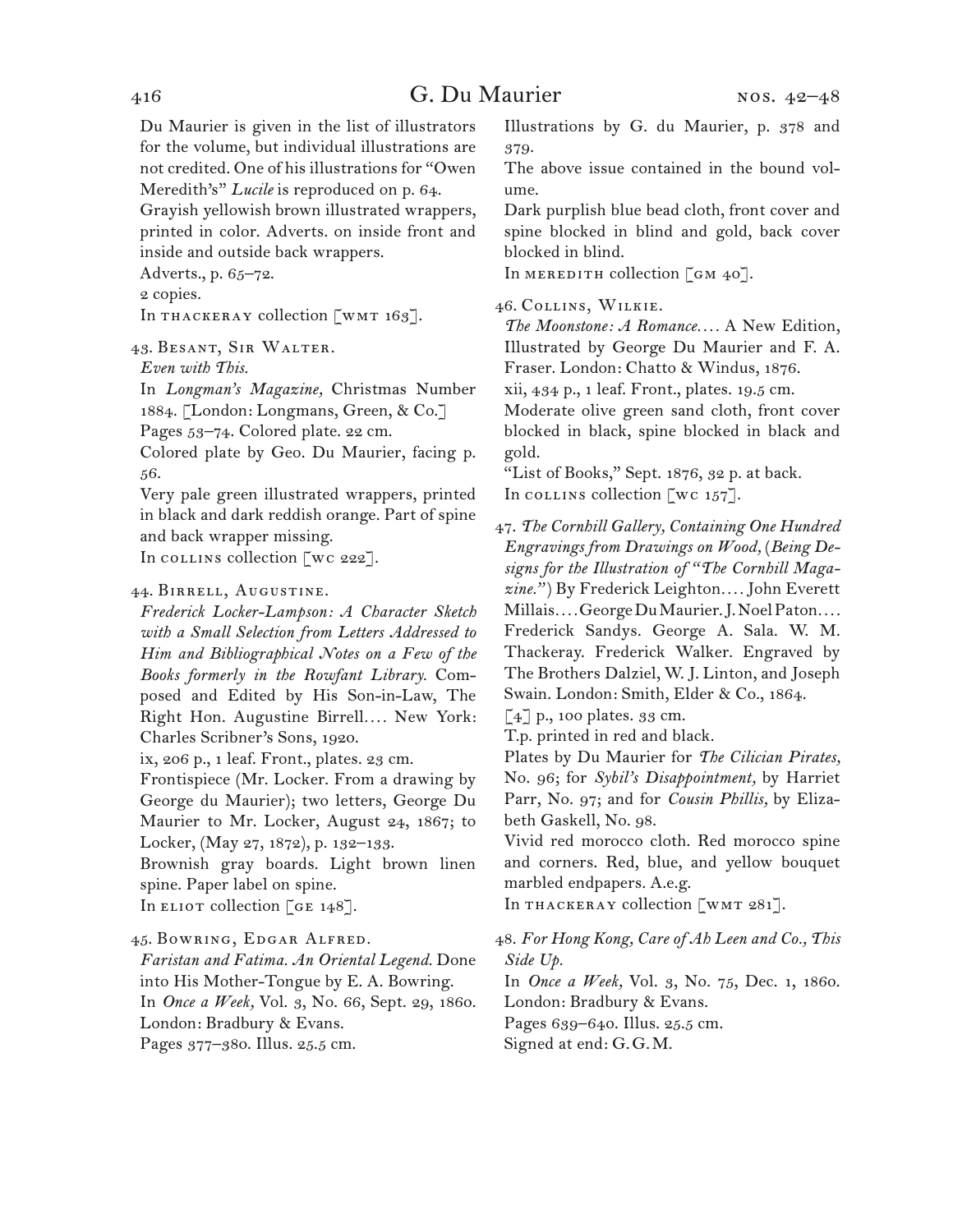Du Maurier is given in the list of illustrators for the volume, but individual illustrations are not credited. One of his illustrations for "Owen Meredith's" *Lucile* is reproduced on p. 64.
Grayish yellowish brown illustrated wrappers, printed in color. Adverts. on inside front and inside and outside back wrappers.
Adverts., p. 65–72.
2 copies.
In THACKERAY collection [WMT 163].

43. BESANT, SIR WALTER.
*Even with This.*
In *Longman's Magazine,* Christmas Number 1884. [London: Longmans, Green, & Co.]
Pages 53–74. Colored plate. 22 cm.
Colored plate by Geo. Du Maurier, facing p. 56.
Very pale green illustrated wrappers, printed in black and dark reddish orange. Part of spine and back wrapper missing.
In COLLINS collection [WC 222].

44. BIRRELL, AUGUSTINE.
*Frederick Locker-Lampson: A Character Sketch with a Small Selection from Letters Addressed to Him and Bibliographical Notes on a Few of the Books formerly in the Rowfant Library.* Composed and Edited by His Son-in-Law, The Right Hon. Augustine Birrell.... New York: Charles Scribner's Sons, 1920.
ix, 206 p., 1 leaf. Front., plates. 23 cm.
Frontispiece (Mr. Locker. From a drawing by George du Maurier); two letters, George Du Maurier to Mr. Locker, August 24, 1867; to Locker, (May 27, 1872), p. 132–133.
Brownish gray boards. Light brown linen spine. Paper label on spine.
In ELIOT collection [GE 148].

45. BOWRING, EDGAR ALFRED.
*Faristan and Fatima. An Oriental Legend.* Done into His Mother-Tongue by E. A. Bowring.
In *Once a Week,* Vol. 3, No. 66, Sept. 29, 1860. London: Bradbury & Evans.
Pages 377–380. Illus. 25.5 cm.
Illustrations by G. du Maurier, p. 378 and 379.
The above issue contained in the bound volume.
Dark purplish blue bead cloth, front cover and spine blocked in blind and gold, back cover blocked in blind.
In MEREDITH collection [GM 40].

46. COLLINS, WILKIE.
*The Moonstone: A Romance....* A New Edition, Illustrated by George Du Maurier and F. A. Fraser. London: Chatto & Windus, 1876.
xii, 434 p., 1 leaf. Front., plates. 19.5 cm.
Moderate olive green sand cloth, front cover blocked in black, spine blocked in black and gold.
"List of Books," Sept. 1876, 32 p. at back.
In COLLINS collection [WC 157].

47. *The Cornhill Gallery, Containing One Hundred Engravings from Drawings on Wood,* (*Being Designs for the Illustration of "The Cornhill Magazine."*) By Frederick Leighton.... John Everett Millais.... George Du Maurier. J. Noel Paton.... Frederick Sandys. George A. Sala. W. M. Thackeray. Frederick Walker. Engraved by The Brothers Dalziel, W. J. Linton, and Joseph Swain. London: Smith, Elder & Co., 1864.
[4] p., 100 plates. 33 cm.
T.p. printed in red and black.
Plates by Du Maurier for *The Cilician Pirates,* No. 96; for *Sybil's Disappointment,* by Harriet Parr, No. 97; and for *Cousin Phillis,* by Elizabeth Gaskell, No. 98.
Vivid red morocco cloth. Red morocco spine and corners. Red, blue, and yellow bouquet marbled endpapers. A.e.g.
In THACKERAY collection [WMT 281].

48. *For Hong Kong, Care of Ah Leen and Co., This Side Up.*
In *Once a Week,* Vol. 3, No. 75, Dec. 1, 1860. London: Bradbury & Evans.
Pages 639–640. Illus. 25.5 cm.
Signed at end: G. G. M.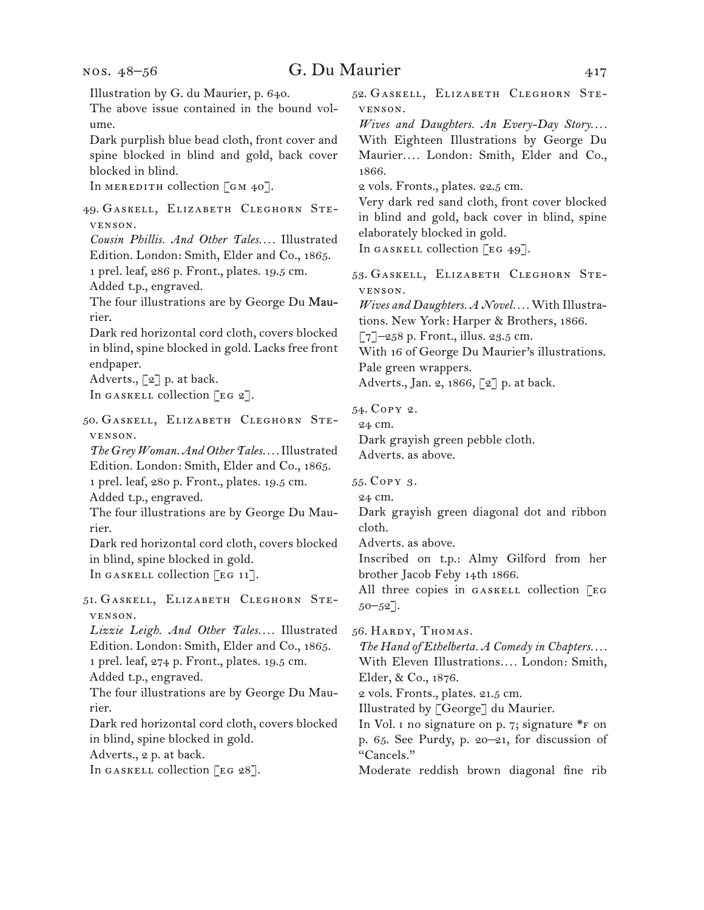Illustration by G. du Maurier, p. 640.

The above issue contained in the bound volume.

Dark purplish blue bead cloth, front cover and spine blocked in blind and gold, back cover blocked in blind.

In MEREDITH collection [GM 40].

49. GASKELL, ELIZABETH CLEGHORN STEVENSON.

*Cousin Phillis. And Other Tales.…* Illustrated Edition. London: Smith, Elder and Co., 1865.

1 prel. leaf, 286 p. Front., plates. 19.5 cm.

Added t.p., engraved.

The four illustrations are by George Du Maurier.

Dark red horizontal cord cloth, covers blocked in blind, spine blocked in gold. Lacks free front endpaper.

Adverts., [2] p. at back.

In GASKELL collection [EG 2].

50. GASKELL, ELIZABETH CLEGHORN STEVENSON.

*The Grey Woman. And Other Tales.…* Illustrated Edition. London: Smith, Elder and Co., 1865.

1 prel. leaf, 280 p. Front., plates. 19.5 cm.

Added t.p., engraved.

The four illustrations are by George Du Maurier.

Dark red horizontal cord cloth, covers blocked in blind, spine blocked in gold.

In GASKELL collection [EG 11].

51. GASKELL, ELIZABETH CLEGHORN STEVENSON.

*Lizzie Leigh. And Other Tales.…* Illustrated Edition. London: Smith, Elder and Co., 1865.

1 prel. leaf, 274 p. Front., plates. 19.5 cm.

Added t.p., engraved.

The four illustrations are by George Du Maurier.

Dark red horizontal cord cloth, covers blocked in blind, spine blocked in gold.

Adverts., 2 p. at back.

In GASKELL collection [EG 28].

52. GASKELL, ELIZABETH CLEGHORN STEVENSON.

*Wives and Daughters. An Every-Day Story.…* With Eighteen Illustrations by George Du Maurier.… London: Smith, Elder and Co., 1866.

2 vols. Fronts., plates. 22.5 cm.

Very dark red sand cloth, front cover blocked in blind and gold, back cover in blind, spine elaborately blocked in gold.

In GASKELL collection [EG 49].

53. GASKELL, ELIZABETH CLEGHORN STEVENSON.

*Wives and Daughters. A Novel.…* With Illustrations. New York: Harper & Brothers, 1866.

[7]–258 p. Front., illus. 23.5 cm.

With 16 of George Du Maurier's illustrations.

Pale green wrappers.

Adverts., Jan. 2, 1866, [2] p. at back.

54. COPY 2.

24 cm.

Dark grayish green pebble cloth.

Adverts. as above.

55. COPY 3.

24 cm.

Dark grayish green diagonal dot and ribbon cloth.

Adverts. as above.

Inscribed on t.p.: Almy Gilford from her brother Jacob Feby 14th 1866.

All three copies in GASKELL collection [EG 50–52].

56. HARDY, THOMAS.

*The Hand of Ethelberta. A Comedy in Chapters.…* With Eleven Illustrations.… London: Smith, Elder, & Co., 1876.

2 vols. Fronts., plates. 21.5 cm.

Illustrated by [George] du Maurier.

In Vol. I no signature on p. 7; signature *F on p. 65. See Purdy, p. 20–21, for discussion of "Cancels."

Moderate reddish brown diagonal fine rib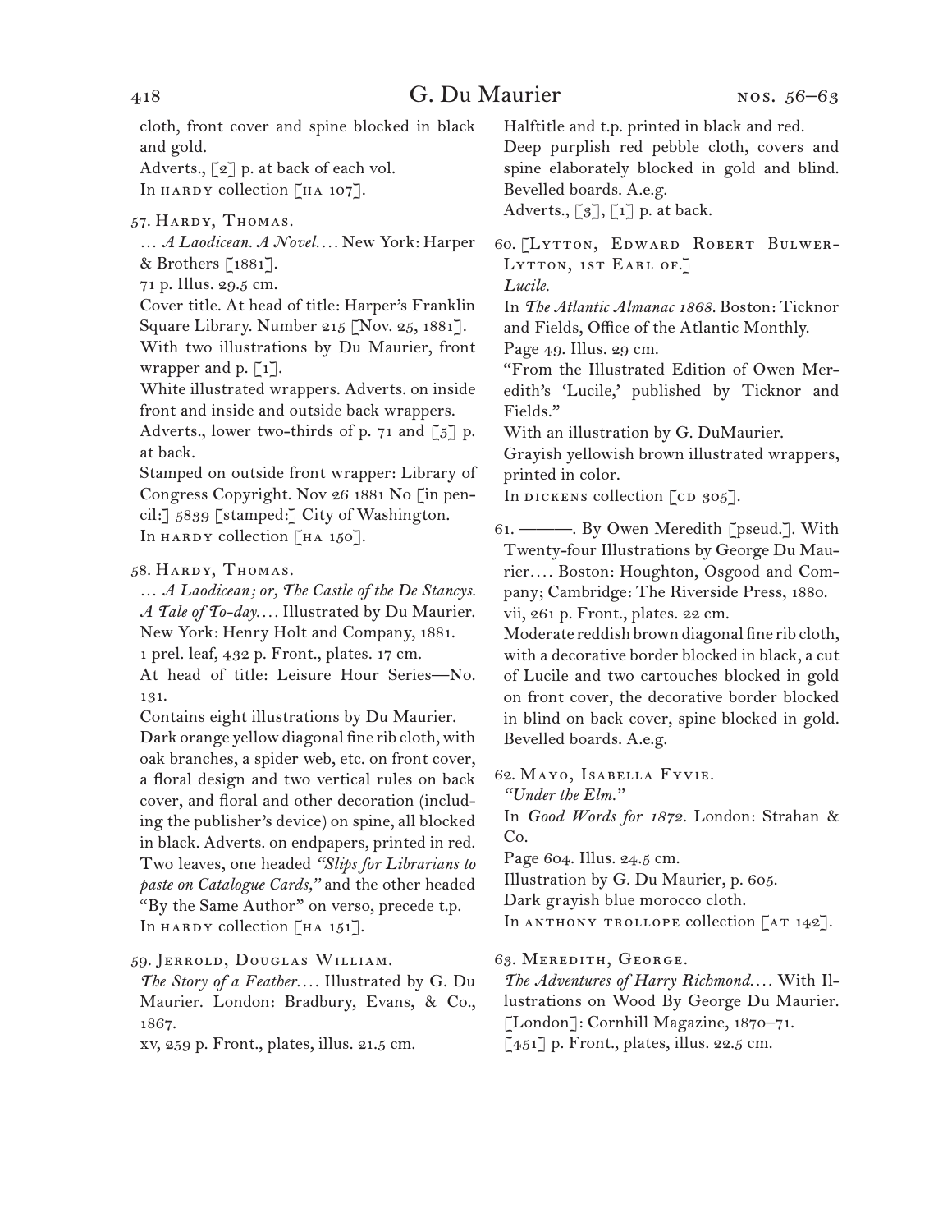cloth, front cover and spine blocked in black and gold.
Adverts., [2] p. at back of each vol.
In HARDY collection [HA 107].

57. Hardy, Thomas.
… *A Laodicean. A Novel.…* New York: Harper & Brothers [1881].
71 p. Illus. 29.5 cm.
Cover title. At head of title: Harper's Franklin Square Library. Number 215 [Nov. 25, 1881].
With two illustrations by Du Maurier, front wrapper and p. [1].
White illustrated wrappers. Adverts. on inside front and inside and outside back wrappers.
Adverts., lower two-thirds of p. 71 and [5] p. at back.
Stamped on outside front wrapper: Library of Congress Copyright. Nov 26 1881 No [in pencil:] 5839 [stamped:] City of Washington.
In HARDY collection [HA 150].

58. Hardy, Thomas.
… *A Laodicean; or, The Castle of the De Stancys. A Tale of To-day.…* Illustrated by Du Maurier. New York: Henry Holt and Company, 1881.
1 prel. leaf, 432 p. Front., plates. 17 cm.
At head of title: Leisure Hour Series—No. 131.
Contains eight illustrations by Du Maurier.
Dark orange yellow diagonal fine rib cloth, with oak branches, a spider web, etc. on front cover, a floral design and two vertical rules on back cover, and floral and other decoration (including the publisher's device) on spine, all blocked in black. Adverts. on endpapers, printed in red. Two leaves, one headed *"Slips for Librarians to paste on Catalogue Cards,"* and the other headed "By the Same Author" on verso, precede t.p.
In HARDY collection [HA 151].

59. Jerrold, Douglas William.
*The Story of a Feather.…* Illustrated by G. Du Maurier. London: Bradbury, Evans, & Co., 1867.
xv, 259 p. Front., plates, illus. 21.5 cm.
Halftitle and t.p. printed in black and red.
Deep purplish red pebble cloth, covers and spine elaborately blocked in gold and blind. Bevelled boards. A.e.g.
Adverts., [3], [1] p. at back.

60. [Lytton, Edward Robert Bulwer-Lytton, 1st Earl of.]
*Lucile.*
In *The Atlantic Almanac 1868.* Boston: Ticknor and Fields, Office of the Atlantic Monthly.
Page 49. Illus. 29 cm.
"From the Illustrated Edition of Owen Meredith's 'Lucile,' published by Ticknor and Fields."
With an illustration by G. DuMaurier.
Grayish yellowish brown illustrated wrappers, printed in color.
In DICKENS collection [CD 305].

61. ———. By Owen Meredith [pseud.]. With Twenty-four Illustrations by George Du Maurier.… Boston: Houghton, Osgood and Company; Cambridge: The Riverside Press, 1880.
vii, 261 p. Front., plates. 22 cm.
Moderate reddish brown diagonal fine rib cloth, with a decorative border blocked in black, a cut of Lucile and two cartouches blocked in gold on front cover, the decorative border blocked in blind on back cover, spine blocked in gold. Bevelled boards. A.e.g.

62. Mayo, Isabella Fyvie.
*"Under the Elm."*
In *Good Words for 1872.* London: Strahan & Co.
Page 604. Illus. 24.5 cm.
Illustration by G. Du Maurier, p. 605.
Dark grayish blue morocco cloth.
In ANTHONY TROLLOPE collection [AT 142].

63. Meredith, George.
*The Adventures of Harry Richmond.…* With Illustrations on Wood By George Du Maurier. [London]: Cornhill Magazine, 1870–71.
[451] p. Front., plates, illus. 22.5 cm.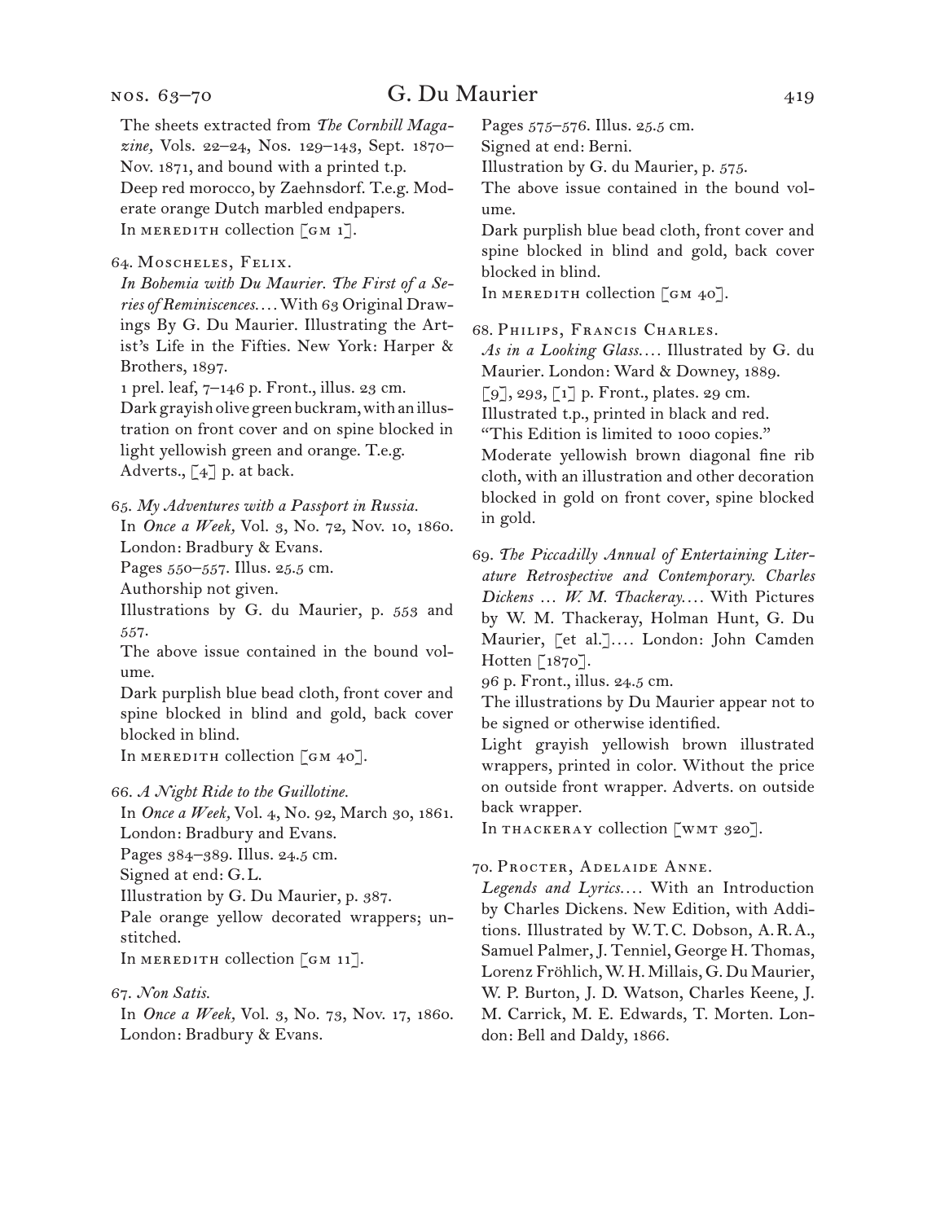The sheets extracted from *The Cornhill Magazine,* Vols. 22–24, Nos. 129–143, Sept. 1870–Nov. 1871, and bound with a printed t.p.
Deep red morocco, by Zaehnsdorf. T.e.g. Moderate orange Dutch marbled endpapers.
In MEREDITH collection [GM 1].

64. Moscheles, Felix.
*In Bohemia with Du Maurier. The First of a Series of Reminiscences.…* With 63 Original Drawings By G. Du Maurier. Illustrating the Artist's Life in the Fifties. New York: Harper & Brothers, 1897.
1 prel. leaf, 7–146 p. Front., illus. 23 cm.
Dark grayish olive green buckram, with an illustration on front cover and on spine blocked in light yellowish green and orange. T.e.g.
Adverts., [4] p. at back.

65. *My Adventures with a Passport in Russia.*
In *Once a Week,* Vol. 3, No. 72, Nov. 10, 1860. London: Bradbury & Evans.
Pages 550–557. Illus. 25.5 cm.
Authorship not given.
Illustrations by G. du Maurier, p. 553 and 557.
The above issue contained in the bound volume.
Dark purplish blue bead cloth, front cover and spine blocked in blind and gold, back cover blocked in blind.
In MEREDITH collection [GM 40].

66. *A Night Ride to the Guillotine.*
In *Once a Week,* Vol. 4, No. 92, March 30, 1861. London: Bradbury and Evans.
Pages 384–389. Illus. 24.5 cm.
Signed at end: G. L.
Illustration by G. Du Maurier, p. 387.
Pale orange yellow decorated wrappers; unstitched.
In MEREDITH collection [GM 11].

67. *Non Satis.*
In *Once a Week,* Vol. 3, No. 73, Nov. 17, 1860. London: Bradbury & Evans.
Pages 575–576. Illus. 25.5 cm.
Signed at end: Berni.
Illustration by G. du Maurier, p. 575.
The above issue contained in the bound volume.
Dark purplish blue bead cloth, front cover and spine blocked in blind and gold, back cover blocked in blind.
In MEREDITH collection [GM 40].

68. Philips, Francis Charles.
*As in a Looking Glass.…* Illustrated by G. du Maurier. London: Ward & Downey, 1889.
[9], 293, [1] p. Front., plates. 29 cm.
Illustrated t.p., printed in black and red.
"This Edition is limited to 1000 copies."
Moderate yellowish brown diagonal fine rib cloth, with an illustration and other decoration blocked in gold on front cover, spine blocked in gold.

69. *The Piccadilly Annual of Entertaining Literature Retrospective and Contemporary. Charles Dickens … W. M. Thackeray.…* With Pictures by W. M. Thackeray, Holman Hunt, G. Du Maurier, [et al.].… London: John Camden Hotten [1870].
96 p. Front., illus. 24.5 cm.
The illustrations by Du Maurier appear not to be signed or otherwise identified.
Light grayish yellowish brown illustrated wrappers, printed in color. Without the price on outside front wrapper. Adverts. on outside back wrapper.
In THACKERAY collection [WMT 320].

70. Procter, Adelaide Anne.
*Legends and Lyrics.…* With an Introduction by Charles Dickens. New Edition, with Additions. Illustrated by W. T. C. Dobson, A. R. A., Samuel Palmer, J. Tenniel, George H. Thomas, Lorenz Fröhlich, W. H. Millais, G. Du Maurier, W. P. Burton, J. D. Watson, Charles Keene, J. M. Carrick, M. E. Edwards, T. Morten. London: Bell and Daldy, 1866.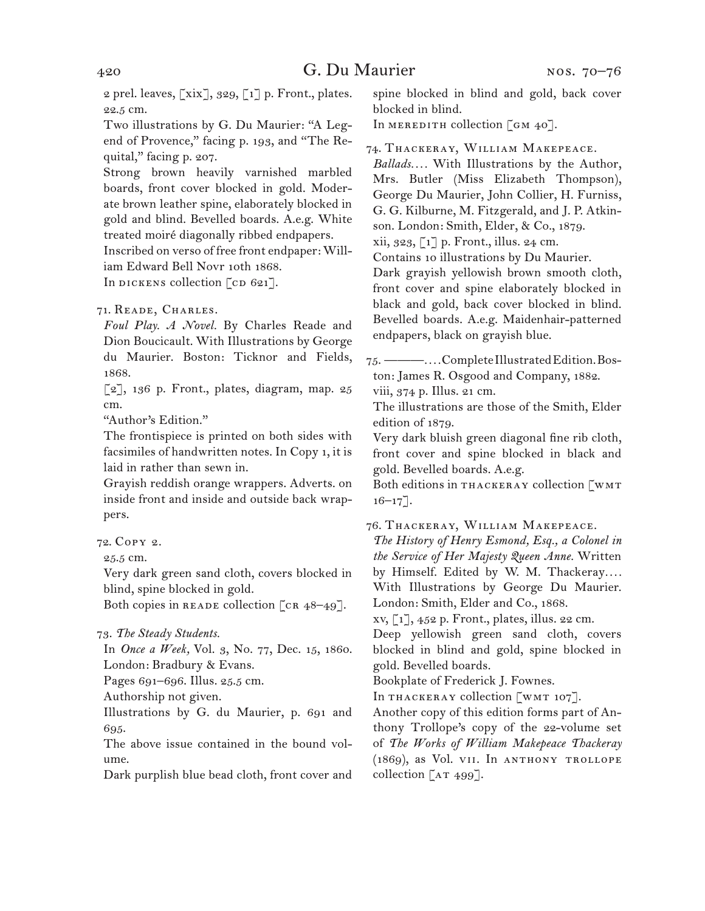2 prel. leaves, [xix], 329, [1] p. Front., plates. 22.5 cm.

Two illustrations by G. Du Maurier: "A Legend of Provence," facing p. 193, and "The Requital," facing p. 207.

Strong brown heavily varnished marbled boards, front cover blocked in gold. Moderate brown leather spine, elaborately blocked in gold and blind. Bevelled boards. A.e.g. White treated moiré diagonally ribbed endpapers.

Inscribed on verso of free front endpaper: William Edward Bell Novr 10th 1868.

In DICKENS collection [CD 621].

71. Reade, Charles.

*Foul Play. A Novel.* By Charles Reade and Dion Boucicault. With Illustrations by George du Maurier. Boston: Ticknor and Fields, 1868.

[2], 136 p. Front., plates, diagram, map. 25 cm.

"Author's Edition."

The frontispiece is printed on both sides with facsimiles of handwritten notes. In Copy 1, it is laid in rather than sewn in.

Grayish reddish orange wrappers. Adverts. on inside front and inside and outside back wrappers.

72. Copy 2.

25.5 cm.

Very dark green sand cloth, covers blocked in blind, spine blocked in gold.

Both copies in READE collection [CR 48–49].

73. *The Steady Students.*

In *Once a Week*, Vol. 3, No. 77, Dec. 15, 1860. London: Bradbury & Evans.

Pages 691–696. Illus. 25.5 cm.

Authorship not given.

Illustrations by G. du Maurier, p. 691 and 695.

The above issue contained in the bound volume.

Dark purplish blue bead cloth, front cover and spine blocked in blind and gold, back cover blocked in blind.

In MEREDITH collection [GM 40].

74. Thackeray, William Makepeace.

*Ballads.…* With Illustrations by the Author, Mrs. Butler (Miss Elizabeth Thompson), George Du Maurier, John Collier, H. Furniss, G. G. Kilburne, M. Fitzgerald, and J. P. Atkinson. London: Smith, Elder, & Co., 1879.

xii, 323, [1] p. Front., illus. 24 cm.

Contains 10 illustrations by Du Maurier.

Dark grayish yellowish brown smooth cloth, front cover and spine elaborately blocked in black and gold, back cover blocked in blind. Bevelled boards. A.e.g. Maidenhair-patterned endpapers, black on grayish blue.

75. ———.… Complete Illustrated Edition. Boston: James R. Osgood and Company, 1882.

viii, 374 p. Illus. 21 cm.

The illustrations are those of the Smith, Elder edition of 1879.

Very dark bluish green diagonal fine rib cloth, front cover and spine blocked in black and gold. Bevelled boards. A.e.g.

Both editions in THACKERAY collection [WMT 16–17].

76. Thackeray, William Makepeace.

*The History of Henry Esmond, Esq., a Colonel in the Service of Her Majesty Queen Anne.* Written by Himself. Edited by W. M. Thackeray.… With Illustrations by George Du Maurier. London: Smith, Elder and Co., 1868.

xv, [1], 452 p. Front., plates, illus. 22 cm.

Deep yellowish green sand cloth, covers blocked in blind and gold, spine blocked in gold. Bevelled boards.

Bookplate of Frederick J. Fownes.

In THACKERAY collection [WMT 107].

Another copy of this edition forms part of Anthony Trollope's copy of the 22-volume set of *The Works of William Makepeace Thackeray* (1869), as Vol. VII. In ANTHONY TROLLOPE collection [AT 499].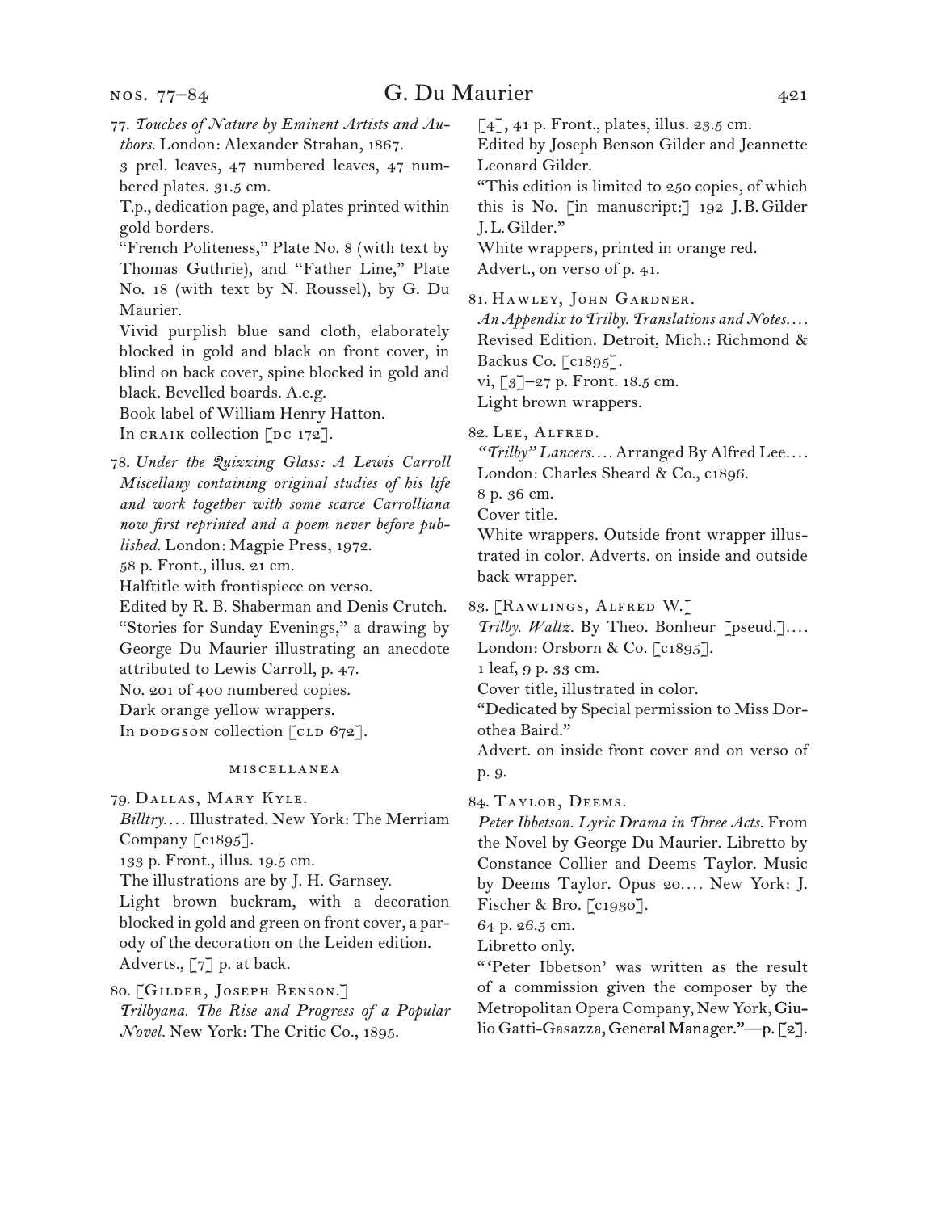77. *Touches of Nature by Eminent Artists and Authors.* London: Alexander Strahan, 1867.
3 prel. leaves, 47 numbered leaves, 47 numbered plates. 31.5 cm.
T.p., dedication page, and plates printed within gold borders.
"French Politeness," Plate No. 8 (with text by Thomas Guthrie), and "Father Line," Plate No. 18 (with text by N. Roussel), by G. Du Maurier.
Vivid purplish blue sand cloth, elaborately blocked in gold and black on front cover, in blind on back cover, spine blocked in gold and black. Bevelled boards. A.e.g.
Book label of William Henry Hatton.
In CRAIK collection [DC 172].

78. *Under the Quizzing Glass: A Lewis Carroll Miscellany containing original studies of his life and work together with some scarce Carrolliana now first reprinted and a poem never before published.* London: Magpie Press, 1972.
58 p. Front., illus. 21 cm.
Halftitle with frontispiece on verso.
Edited by R. B. Shaberman and Denis Crutch.
"Stories for Sunday Evenings," a drawing by George Du Maurier illustrating an anecdote attributed to Lewis Carroll, p. 47.
No. 201 of 400 numbered copies.
Dark orange yellow wrappers.
In DODGSON collection [CLD 672].

## MISCELLANEA

79. Dallas, Mary Kyle.
*Billtry.*… Illustrated. New York: The Merriam Company [c1895].
133 p. Front., illus. 19.5 cm.
The illustrations are by J. H. Garnsey.
Light brown buckram, with a decoration blocked in gold and green on front cover, a parody of the decoration on the Leiden edition.
Adverts., [7] p. at back.

80. [Gilder, Joseph Benson.]
*Trilbyana. The Rise and Progress of a Popular Novel.* New York: The Critic Co., 1895.
[4], 41 p. Front., plates, illus. 23.5 cm.
Edited by Joseph Benson Gilder and Jeannette Leonard Gilder.
"This edition is limited to 250 copies, of which this is No. [in manuscript:] 192 J. B. Gilder J. L. Gilder."
White wrappers, printed in orange red.
Advert., on verso of p. 41.

81. Hawley, John Gardner.
*An Appendix to Trilby. Translations and Notes.*… Revised Edition. Detroit, Mich.: Richmond & Backus Co. [c1895].
vi, [3]–27 p. Front. 18.5 cm.
Light brown wrappers.

82. Lee, Alfred.
*"Trilby" Lancers.*… Arranged By Alfred Lee.… London: Charles Sheard & Co., c1896.
8 p. 36 cm.
Cover title.
White wrappers. Outside front wrapper illustrated in color. Adverts. on inside and outside back wrapper.

83. [Rawlings, Alfred W.]
*Trilby. Waltz.* By Theo. Bonheur [pseud.].… London: Orsborn & Co. [c1895].
1 leaf, 9 p. 33 cm.
Cover title, illustrated in color.
"Dedicated by Special permission to Miss Dorothea Baird."
Advert. on inside front cover and on verso of p. 9.

84. Taylor, Deems.
*Peter Ibbetson. Lyric Drama in Three Acts.* From the Novel by George Du Maurier. Libretto by Constance Collier and Deems Taylor. Music by Deems Taylor. Opus 20.… New York: J. Fischer & Bro. [c1930].
64 p. 26.5 cm.
Libretto only.
"'Peter Ibbetson' was written as the result of a commission given the composer by the Metropolitan Opera Company, New York, Giulio Gatti-Gasazza, General Manager."—p. [2].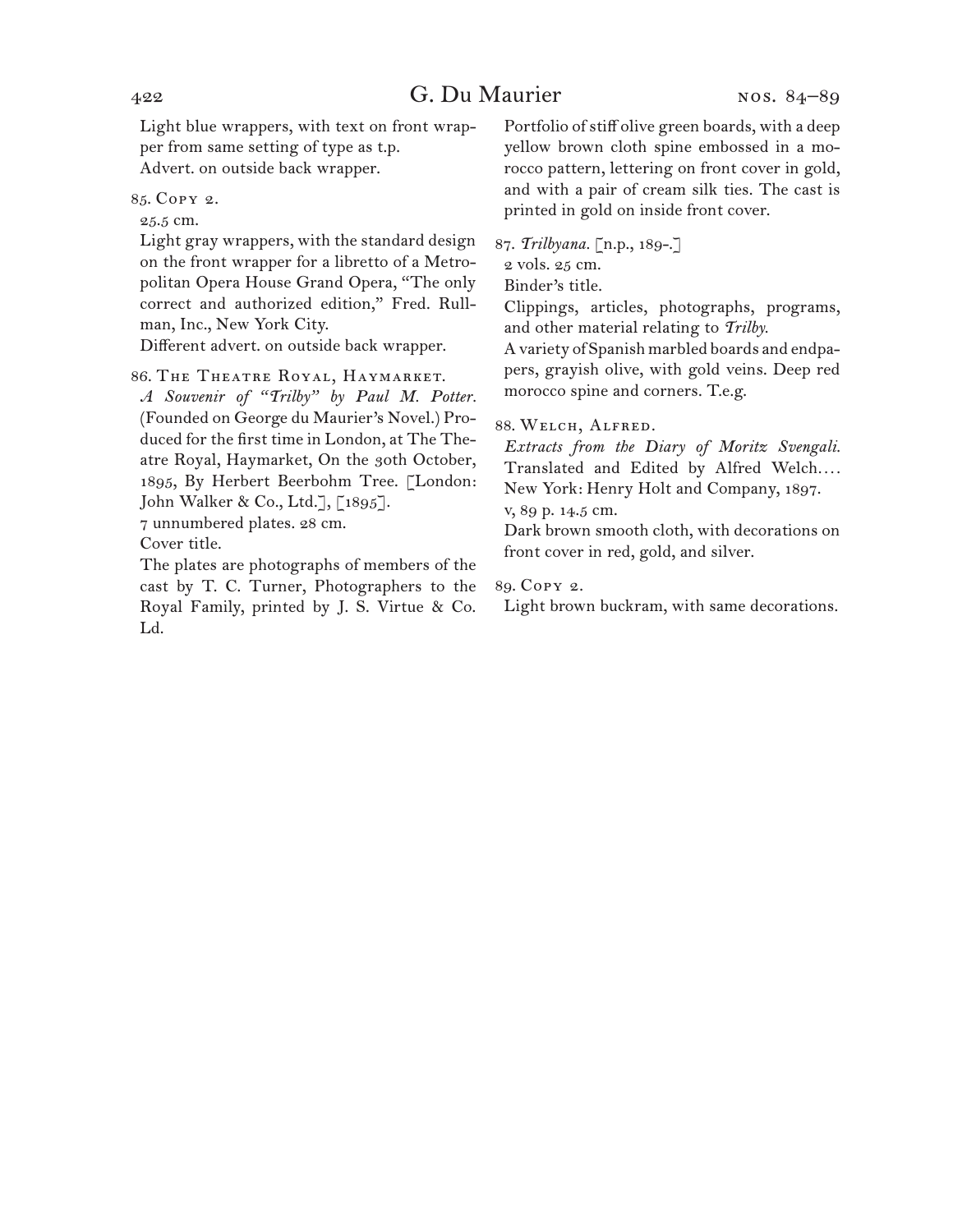Light blue wrappers, with text on front wrapper from same setting of type as t.p.
Advert. on outside back wrapper.

85. Copy 2.
25.5 cm.
Light gray wrappers, with the standard design on the front wrapper for a libretto of a Metropolitan Opera House Grand Opera, "The only correct and authorized edition," Fred. Rullman, Inc., New York City.
Different advert. on outside back wrapper.

86. The Theatre Royal, Haymarket.
*A Souvenir of "Trilby" by Paul M. Potter.* (Founded on George du Maurier's Novel.) Produced for the first time in London, at The Theatre Royal, Haymarket, On the 30th October, 1895, By Herbert Beerbohm Tree. [London: John Walker & Co., Ltd.], [1895].
7 unnumbered plates. 28 cm.
Cover title.
The plates are photographs of members of the cast by T. C. Turner, Photographers to the Royal Family, printed by J. S. Virtue & Co. Ld.
Portfolio of stiff olive green boards, with a deep yellow brown cloth spine embossed in a morocco pattern, lettering on front cover in gold, and with a pair of cream silk ties. The cast is printed in gold on inside front cover.

87. *Trilbyana.* [n.p., 189-.]
2 vols. 25 cm.
Binder's title.
Clippings, articles, photographs, programs, and other material relating to *Trilby.*
A variety of Spanish marbled boards and endpapers, grayish olive, with gold veins. Deep red morocco spine and corners. T.e.g.

88. Welch, Alfred.
*Extracts from the Diary of Moritz Svengali.* Translated and Edited by Alfred Welch.... New York: Henry Holt and Company, 1897.
v, 89 p. 14.5 cm.
Dark brown smooth cloth, with decorations on front cover in red, gold, and silver.

89. Copy 2.
Light brown buckram, with same decorations.